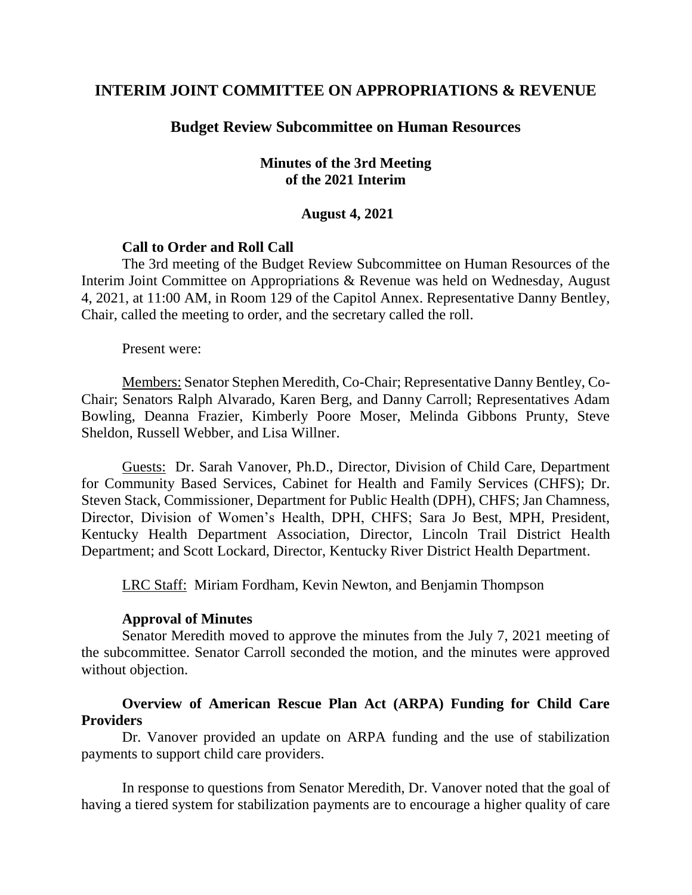# INTERIM JOINT COMMITTEE ON APPROPRIATIONS & REVENUE

## Budget Review Subcommittee on Human Resources

### Minutes of the 3rd Meeting of the 2021 Interim

### August 4, 2021

**Call to Order and Roll Call**

The 3rd meeting of the Budget Review Subcommittee on Human Resources of the Interim Joint Committee on Appropriations & Revenue was held on Wednesday, August 4, 2021, at 11:00 AM, in Room 129 of the Capitol Annex. Representative Danny Bentley, Chair, called the meeting to order, and the secretary called the roll.

Present were:

Members: Senator Stephen Meredith, Co-Chair; Representative Danny Bentley, Co-Chair; Senators Ralph Alvarado, Karen Berg, and Danny Carroll; Representatives Adam Bowling, Deanna Frazier, Kimberly Poore Moser, Melinda Gibbons Prunty, Steve Sheldon, Russell Webber, and Lisa Willner.

Guests: Dr. Sarah Vanover, Ph.D., Director, Division of Child Care, Department for Community Based Services, Cabinet for Health and Family Services (CHFS); Dr. Steven Stack, Commissioner, Department for Public Health (DPH), CHFS; Jan Chamness, Director, Division of Women's Health, DPH, CHFS; Sara Jo Best, MPH, President, Kentucky Health Department Association, Director, Lincoln Trail District Health Department; and Scott Lockard, Director, Kentucky River District Health Department.

LRC Staff: Miriam Fordham, Kevin Newton, and Benjamin Thompson

**Approval of Minutes**

Senator Meredith moved to approve the minutes from the July 7, 2021 meeting of the subcommittee. Senator Carroll seconded the motion, and the minutes were approved without objection.

**Overview of American Rescue Plan Act (ARPA) Funding for Child Care Providers**

Dr. Vanover provided an update on ARPA funding and the use of stabilization payments to support child care providers.

In response to questions from Senator Meredith, Dr. Vanover noted that the goal of having a tiered system for stabilization payments are to encourage a higher quality of care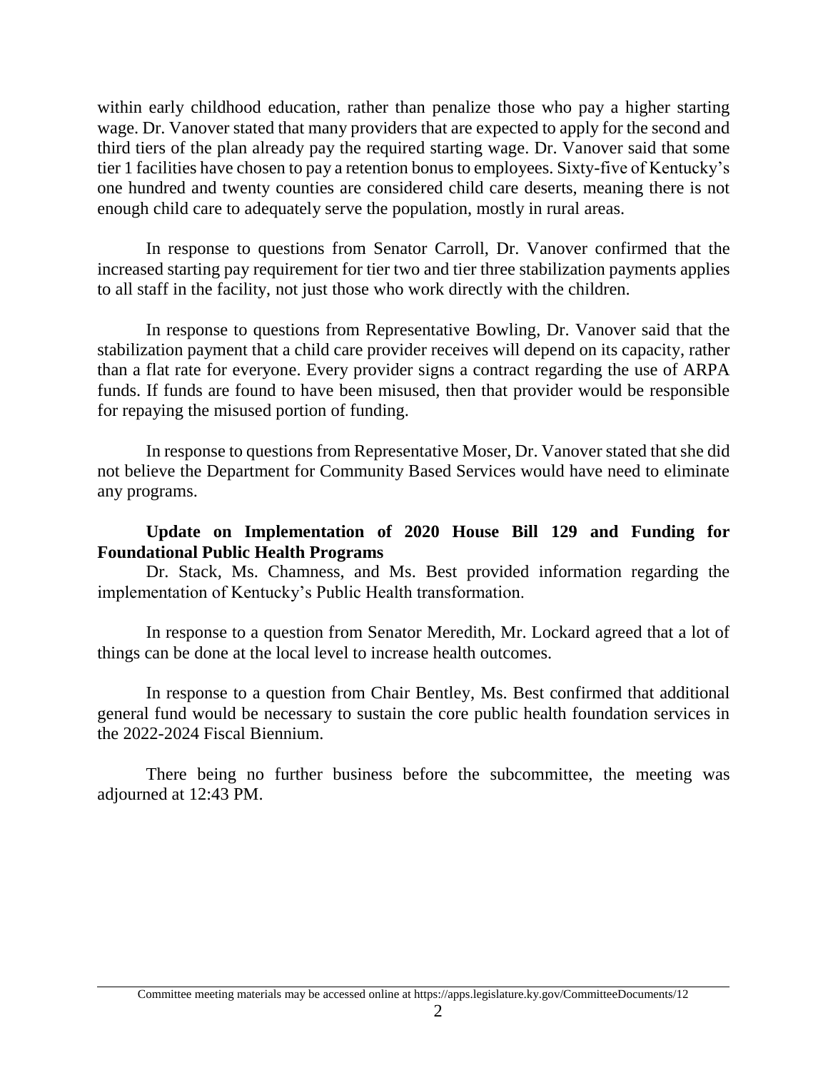within early childhood education, rather than penalize those who pay a higher starting wage. Dr. Vanover stated that many providers that are expected to apply for the second and third tiers of the plan already pay the required starting wage. Dr. Vanover said that some tier 1 facilities have chosen to pay a retention bonus to employees. Sixty-five of Kentucky's one hundred and twenty counties are considered child care deserts, meaning there is not enough child care to adequately serve the population, mostly in rural areas.

In response to questions from Senator Carroll, Dr. Vanover confirmed that the increased starting pay requirement for tier two and tier three stabilization payments applies to all staff in the facility, not just those who work directly with the children.

In response to questions from Representative Bowling, Dr. Vanover said that the stabilization payment that a child care provider receives will depend on its capacity, rather than a flat rate for everyone. Every provider signs a contract regarding the use of ARPA funds. If funds are found to have been misused, then that provider would be responsible for repaying the misused portion of funding.

In response to questions from Representative Moser, Dr. Vanover stated that she did not believe the Department for Community Based Services would have need to eliminate any programs.

**Update on Implementation of 2020 House Bill 129 and Funding for Foundational Public Health Programs**

Dr. Stack, Ms. Chamness, and Ms. Best provided information regarding the implementation of Kentucky's Public Health transformation.

In response to a question from Senator Meredith, Mr. Lockard agreed that a lot of things can be done at the local level to increase health outcomes.

In response to a question from Chair Bentley, Ms. Best confirmed that additional general fund would be necessary to sustain the core public health foundation services in the 2022-2024 Fiscal Biennium.

There being no further business before the subcommittee, the meeting was adjourned at 12:43 PM.

Committee meeting materials may be accessed online at https://apps.legislature.ky.gov/CommitteeDocuments/12